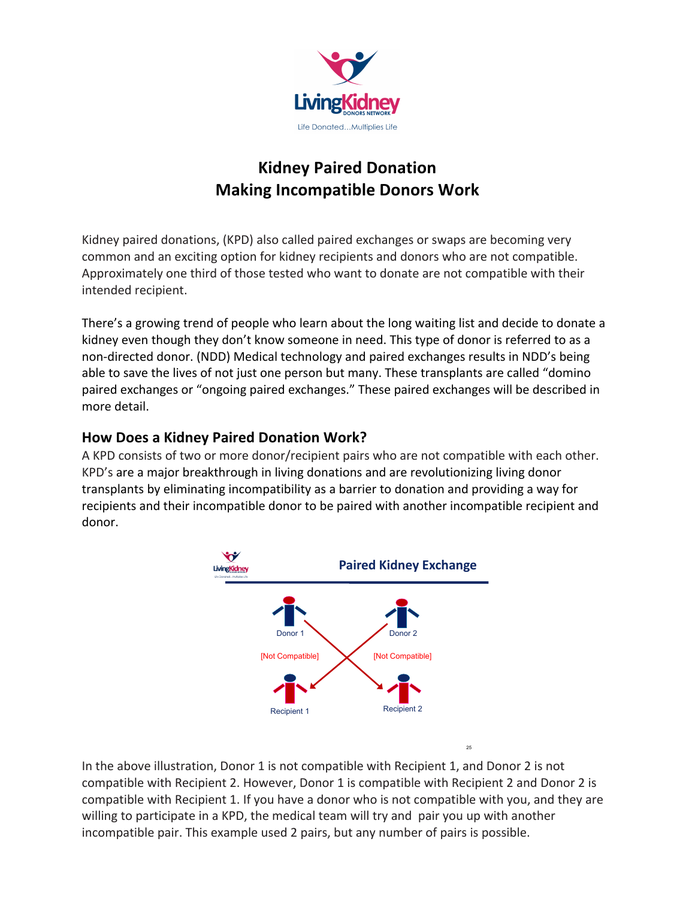# Kidney Paired Donation
# Making Incompatible Donors Work

Kidney paired donations, (KPD) also called paired exchanges or swaps are becoming very common and an exciting option for kidney recipients and donors who are not compatible. Approximately one third of those tested who want to donate are not compatible with their intended recipient.

There's a growing trend of people who learn about the long waiting list and decide to donate a kidney even though they don't know someone in need. This type of donor is referred to as a non-directed donor. (NDD) Medical technology and paired exchanges results in NDD's being able to save the lives of not just one person but many. These transplants are called "domino paired exchanges or "ongoing paired exchanges." These paired exchanges will be described in more detail.

## How Does a Kidney Paired Donation Work?

A KPD consists of two or more donor/recipient pairs who are not compatible with each other. KPD's are a major breakthrough in living donations and are revolutionizing living donor transplants by eliminating incompatibility as a barrier to donation and providing a way for recipients and their incompatible donor to be paired with another incompatible recipient and donor.

**Paired Kidney Exchange**

Donor 1 — Donor 2

[Not Compatible] — [Not Compatible]

Recipient 1 — Recipient 2

In the above illustration, Donor 1 is not compatible with Recipient 1, and Donor 2 is not compatible with Recipient 2. However, Donor 1 is compatible with Recipient 2 and Donor 2 is compatible with Recipient 1. If you have a donor who is not compatible with you, and they are willing to participate in a KPD, the medical team will try and pair you up with another incompatible pair. This example used 2 pairs, but any number of pairs is possible.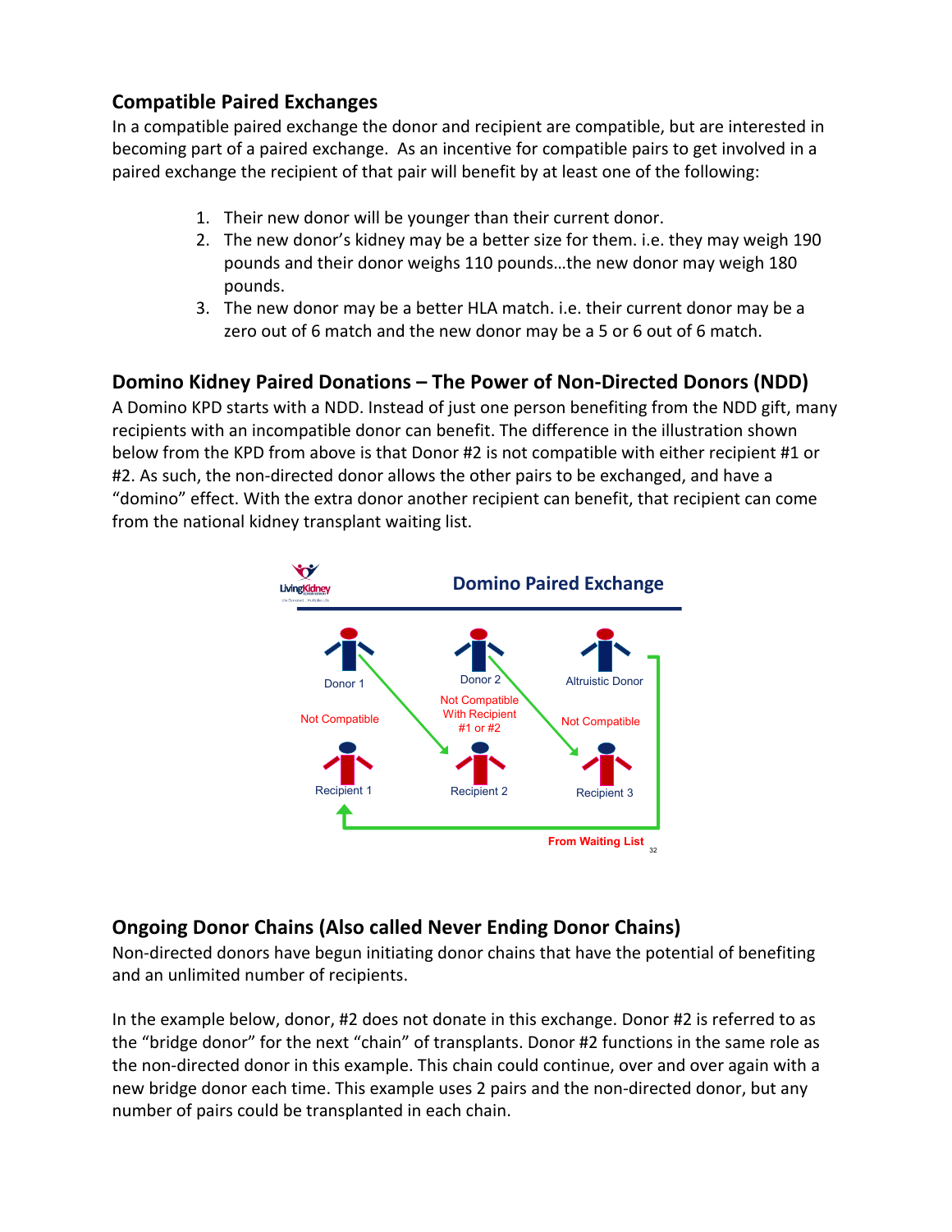## Compatible Paired Exchanges

In a compatible paired exchange the donor and recipient are compatible, but are interested in becoming part of a paired exchange. As an incentive for compatible pairs to get involved in a paired exchange the recipient of that pair will benefit by at least one of the following:

1. Their new donor will be younger than their current donor.
2. The new donor's kidney may be a better size for them. i.e. they may weigh 190 pounds and their donor weighs 110 pounds…the new donor may weigh 180 pounds.
3. The new donor may be a better HLA match. i.e. their current donor may be a zero out of 6 match and the new donor may be a 5 or 6 out of 6 match.

## Domino Kidney Paired Donations – The Power of Non-Directed Donors (NDD)

A Domino KPD starts with a NDD. Instead of just one person benefiting from the NDD gift, many recipients with an incompatible donor can benefit. The difference in the illustration shown below from the KPD from above is that Donor #2 is not compatible with either recipient #1 or #2. As such, the non-directed donor allows the other pairs to be exchanged, and have a "domino" effect. With the extra donor another recipient can benefit, that recipient can come from the national kidney transplant waiting list.

## Ongoing Donor Chains (Also called Never Ending Donor Chains)

Non-directed donors have begun initiating donor chains that have the potential of benefiting and an unlimited number of recipients.

In the example below, donor, #2 does not donate in this exchange. Donor #2 is referred to as the "bridge donor" for the next "chain" of transplants. Donor #2 functions in the same role as the non-directed donor in this example. This chain could continue, over and over again with a new bridge donor each time. This example uses 2 pairs and the non-directed donor, but any number of pairs could be transplanted in each chain.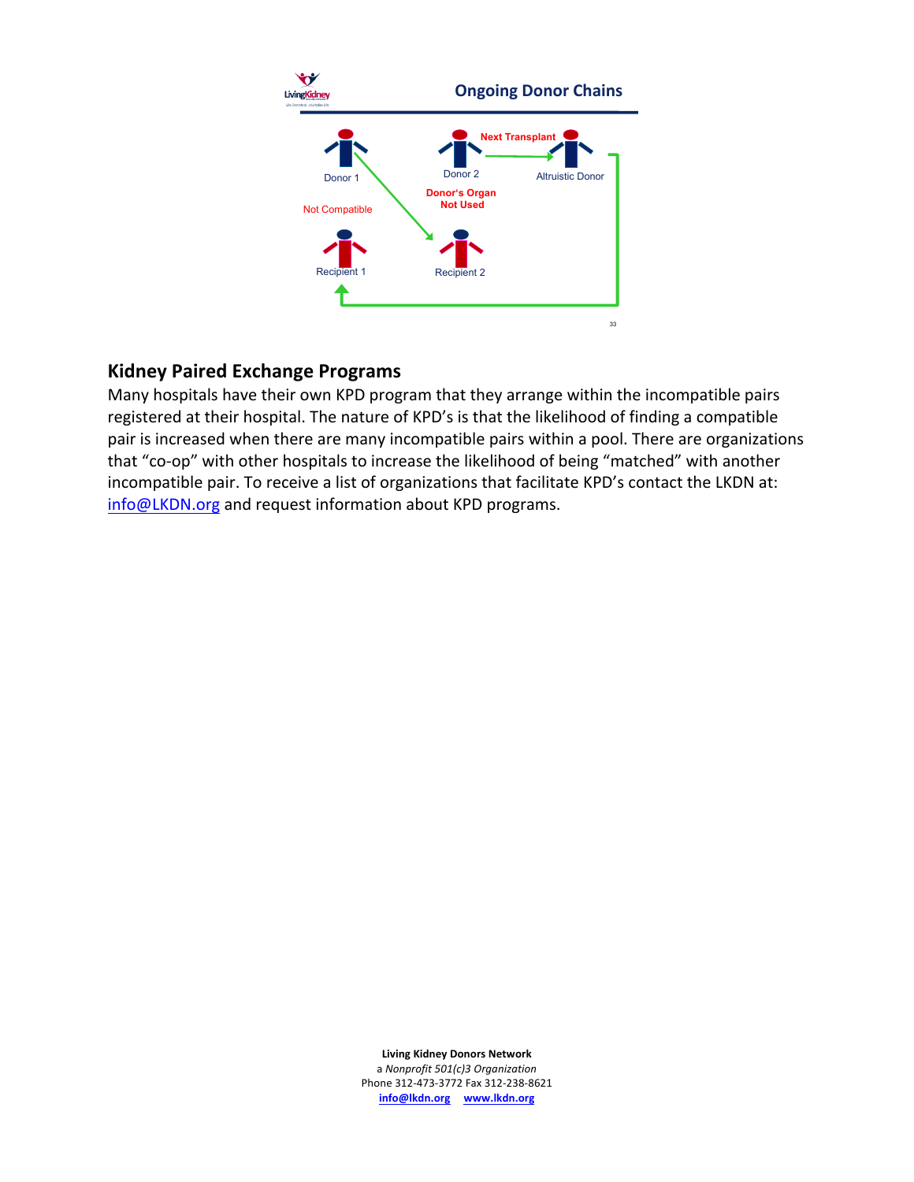Ongoing Donor Chains

Donor 1

Donor 2

Next Transplant

Altruistic Donor

Donor's Organ Not Used

Not Compatible

Recipient 1

Recipient 2

## Kidney Paired Exchange Programs

Many hospitals have their own KPD program that they arrange within the incompatible pairs registered at their hospital. The nature of KPD's is that the likelihood of finding a compatible pair is increased when there are many incompatible pairs within a pool. There are organizations that "co-op" with other hospitals to increase the likelihood of being "matched" with another incompatible pair. To receive a list of organizations that facilitate KPD's contact the LKDN at: info@LKDN.org and request information about KPD programs.